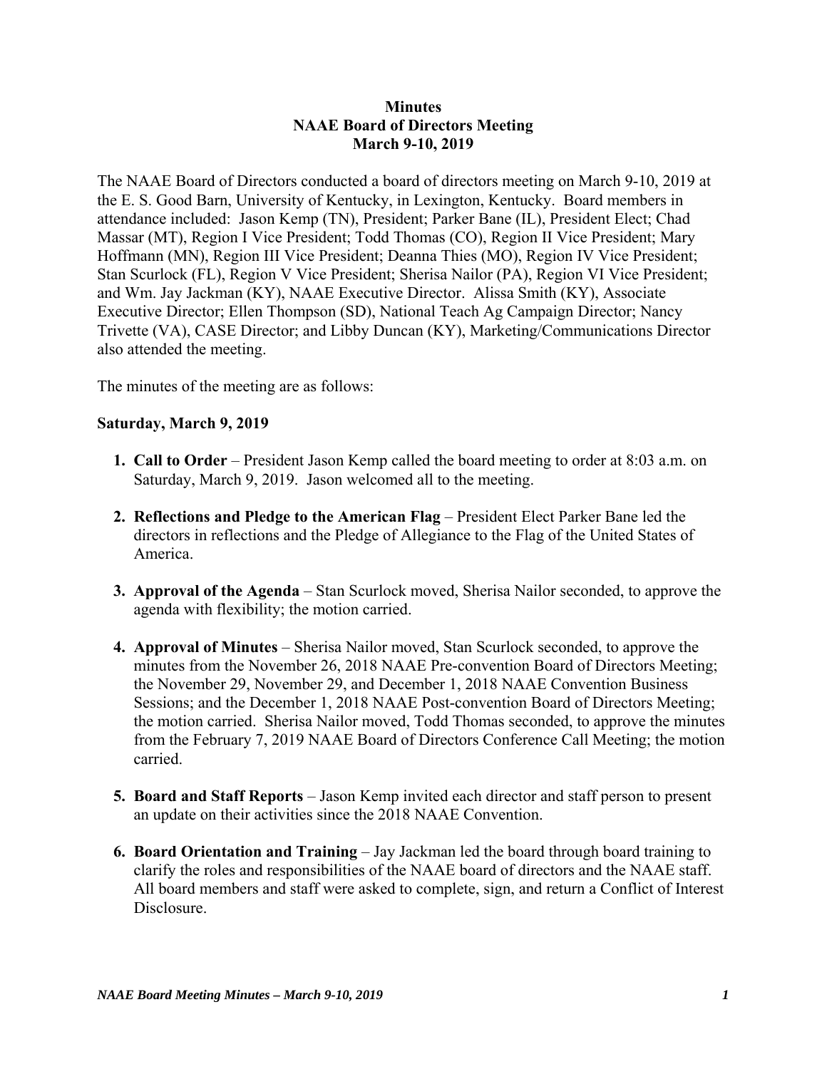**Minutes**
**NAAE Board of Directors Meeting**
**March 9-10, 2019**

The NAAE Board of Directors conducted a board of directors meeting on March 9-10, 2019 at the E. S. Good Barn, University of Kentucky, in Lexington, Kentucky. Board members in attendance included: Jason Kemp (TN), President; Parker Bane (IL), President Elect; Chad Massar (MT), Region I Vice President; Todd Thomas (CO), Region II Vice President; Mary Hoffmann (MN), Region III Vice President; Deanna Thies (MO), Region IV Vice President; Stan Scurlock (FL), Region V Vice President; Sherisa Nailor (PA), Region VI Vice President; and Wm. Jay Jackman (KY), NAAE Executive Director. Alissa Smith (KY), Associate Executive Director; Ellen Thompson (SD), National Teach Ag Campaign Director; Nancy Trivette (VA), CASE Director; and Libby Duncan (KY), Marketing/Communications Director also attended the meeting.

The minutes of the meeting are as follows:

**Saturday, March 9, 2019**

1. **Call to Order** – President Jason Kemp called the board meeting to order at 8:03 a.m. on Saturday, March 9, 2019. Jason welcomed all to the meeting.

2. **Reflections and Pledge to the American Flag** – President Elect Parker Bane led the directors in reflections and the Pledge of Allegiance to the Flag of the United States of America.

3. **Approval of the Agenda** – Stan Scurlock moved, Sherisa Nailor seconded, to approve the agenda with flexibility; the motion carried.

4. **Approval of Minutes** – Sherisa Nailor moved, Stan Scurlock seconded, to approve the minutes from the November 26, 2018 NAAE Pre-convention Board of Directors Meeting; the November 29, November 29, and December 1, 2018 NAAE Convention Business Sessions; and the December 1, 2018 NAAE Post-convention Board of Directors Meeting; the motion carried. Sherisa Nailor moved, Todd Thomas seconded, to approve the minutes from the February 7, 2019 NAAE Board of Directors Conference Call Meeting; the motion carried.

5. **Board and Staff Reports** – Jason Kemp invited each director and staff person to present an update on their activities since the 2018 NAAE Convention.

6. **Board Orientation and Training** – Jay Jackman led the board through board training to clarify the roles and responsibilities of the NAAE board of directors and the NAAE staff. All board members and staff were asked to complete, sign, and return a Conflict of Interest Disclosure.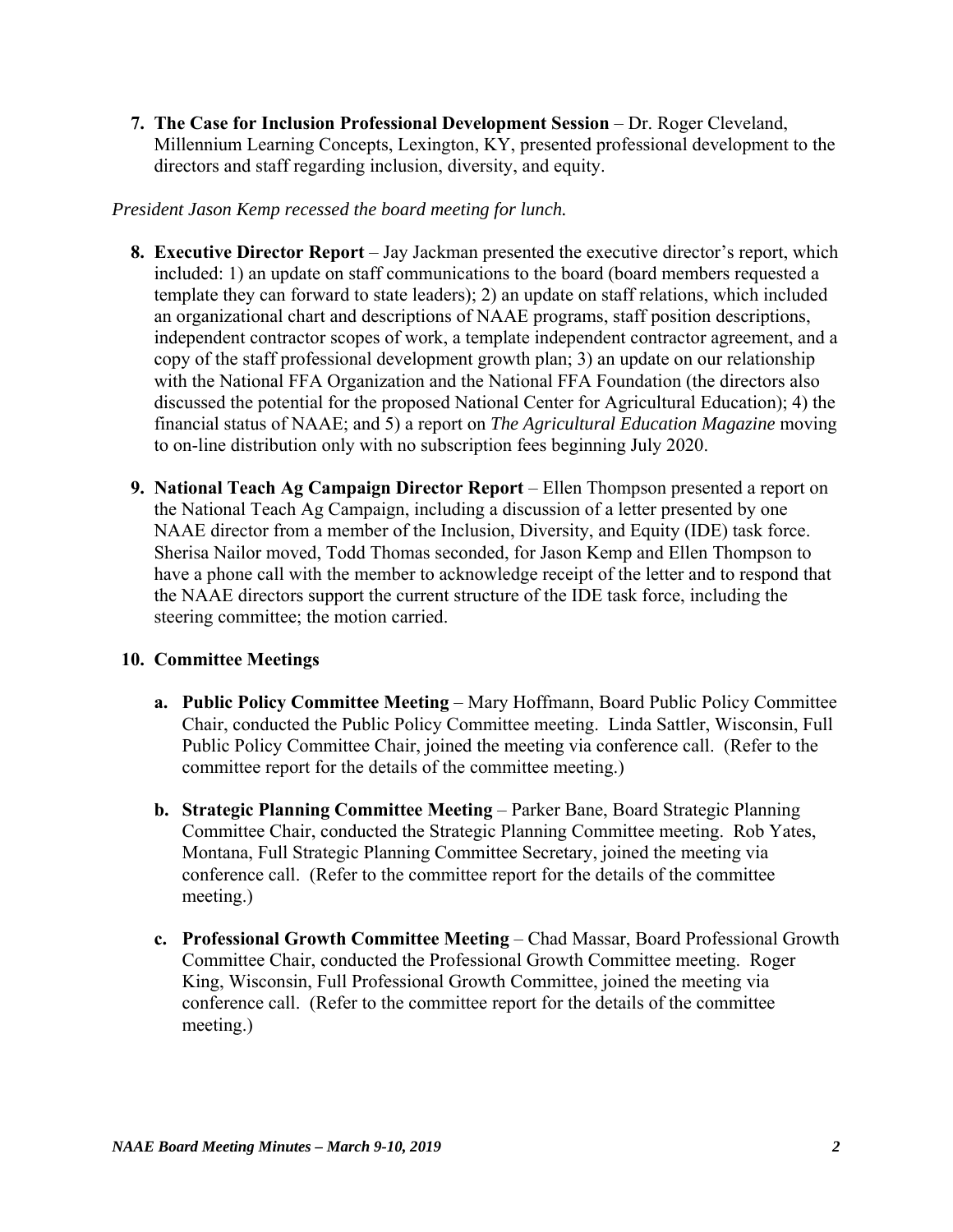7. **The Case for Inclusion Professional Development Session** – Dr. Roger Cleveland, Millennium Learning Concepts, Lexington, KY, presented professional development to the directors and staff regarding inclusion, diversity, and equity.

*President Jason Kemp recessed the board meeting for lunch.*

8. **Executive Director Report** – Jay Jackman presented the executive director's report, which included: 1) an update on staff communications to the board (board members requested a template they can forward to state leaders); 2) an update on staff relations, which included an organizational chart and descriptions of NAAE programs, staff position descriptions, independent contractor scopes of work, a template independent contractor agreement, and a copy of the staff professional development growth plan; 3) an update on our relationship with the National FFA Organization and the National FFA Foundation (the directors also discussed the potential for the proposed National Center for Agricultural Education); 4) the financial status of NAAE; and 5) a report on *The Agricultural Education Magazine* moving to on-line distribution only with no subscription fees beginning July 2020.

9. **National Teach Ag Campaign Director Report** – Ellen Thompson presented a report on the National Teach Ag Campaign, including a discussion of a letter presented by one NAAE director from a member of the Inclusion, Diversity, and Equity (IDE) task force. Sherisa Nailor moved, Todd Thomas seconded, for Jason Kemp and Ellen Thompson to have a phone call with the member to acknowledge receipt of the letter and to respond that the NAAE directors support the current structure of the IDE task force, including the steering committee; the motion carried.

10. **Committee Meetings**

    a. **Public Policy Committee Meeting** – Mary Hoffmann, Board Public Policy Committee Chair, conducted the Public Policy Committee meeting. Linda Sattler, Wisconsin, Full Public Policy Committee Chair, joined the meeting via conference call. (Refer to the committee report for the details of the committee meeting.)

    b. **Strategic Planning Committee Meeting** – Parker Bane, Board Strategic Planning Committee Chair, conducted the Strategic Planning Committee meeting. Rob Yates, Montana, Full Strategic Planning Committee Secretary, joined the meeting via conference call. (Refer to the committee report for the details of the committee meeting.)

    c. **Professional Growth Committee Meeting** – Chad Massar, Board Professional Growth Committee Chair, conducted the Professional Growth Committee meeting. Roger King, Wisconsin, Full Professional Growth Committee, joined the meeting via conference call. (Refer to the committee report for the details of the committee meeting.)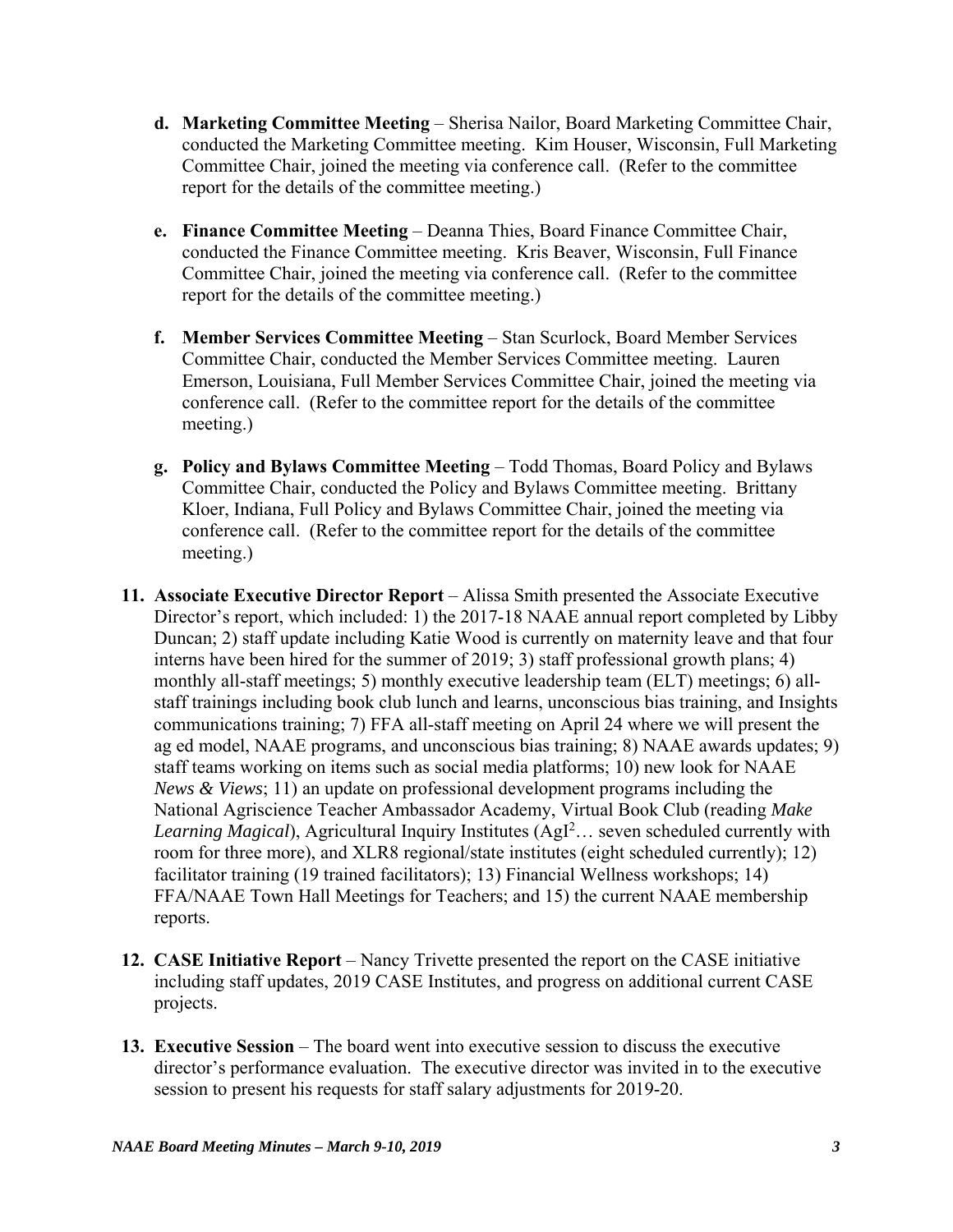d. **Marketing Committee Meeting** – Sherisa Nailor, Board Marketing Committee Chair, conducted the Marketing Committee meeting. Kim Houser, Wisconsin, Full Marketing Committee Chair, joined the meeting via conference call. (Refer to the committee report for the details of the committee meeting.)

e. **Finance Committee Meeting** – Deanna Thies, Board Finance Committee Chair, conducted the Finance Committee meeting. Kris Beaver, Wisconsin, Full Finance Committee Chair, joined the meeting via conference call. (Refer to the committee report for the details of the committee meeting.)

f. **Member Services Committee Meeting** – Stan Scurlock, Board Member Services Committee Chair, conducted the Member Services Committee meeting. Lauren Emerson, Louisiana, Full Member Services Committee Chair, joined the meeting via conference call. (Refer to the committee report for the details of the committee meeting.)

g. **Policy and Bylaws Committee Meeting** – Todd Thomas, Board Policy and Bylaws Committee Chair, conducted the Policy and Bylaws Committee meeting. Brittany Kloer, Indiana, Full Policy and Bylaws Committee Chair, joined the meeting via conference call. (Refer to the committee report for the details of the committee meeting.)

11. **Associate Executive Director Report** – Alissa Smith presented the Associate Executive Director's report, which included: 1) the 2017-18 NAAE annual report completed by Libby Duncan; 2) staff update including Katie Wood is currently on maternity leave and that four interns have been hired for the summer of 2019; 3) staff professional growth plans; 4) monthly all-staff meetings; 5) monthly executive leadership team (ELT) meetings; 6) all-staff trainings including book club lunch and learns, unconscious bias training, and Insights communications training; 7) FFA all-staff meeting on April 24 where we will present the ag ed model, NAAE programs, and unconscious bias training; 8) NAAE awards updates; 9) staff teams working on items such as social media platforms; 10) new look for NAAE *News & Views*; 11) an update on professional development programs including the National Agriscience Teacher Ambassador Academy, Virtual Book Club (reading *Make Learning Magical*), Agricultural Inquiry Institutes (AgI$^2$… seven scheduled currently with room for three more), and XLR8 regional/state institutes (eight scheduled currently); 12) facilitator training (19 trained facilitators); 13) Financial Wellness workshops; 14) FFA/NAAE Town Hall Meetings for Teachers; and 15) the current NAAE membership reports.

12. **CASE Initiative Report** – Nancy Trivette presented the report on the CASE initiative including staff updates, 2019 CASE Institutes, and progress on additional current CASE projects.

13. **Executive Session** – The board went into executive session to discuss the executive director's performance evaluation. The executive director was invited in to the executive session to present his requests for staff salary adjustments for 2019-20.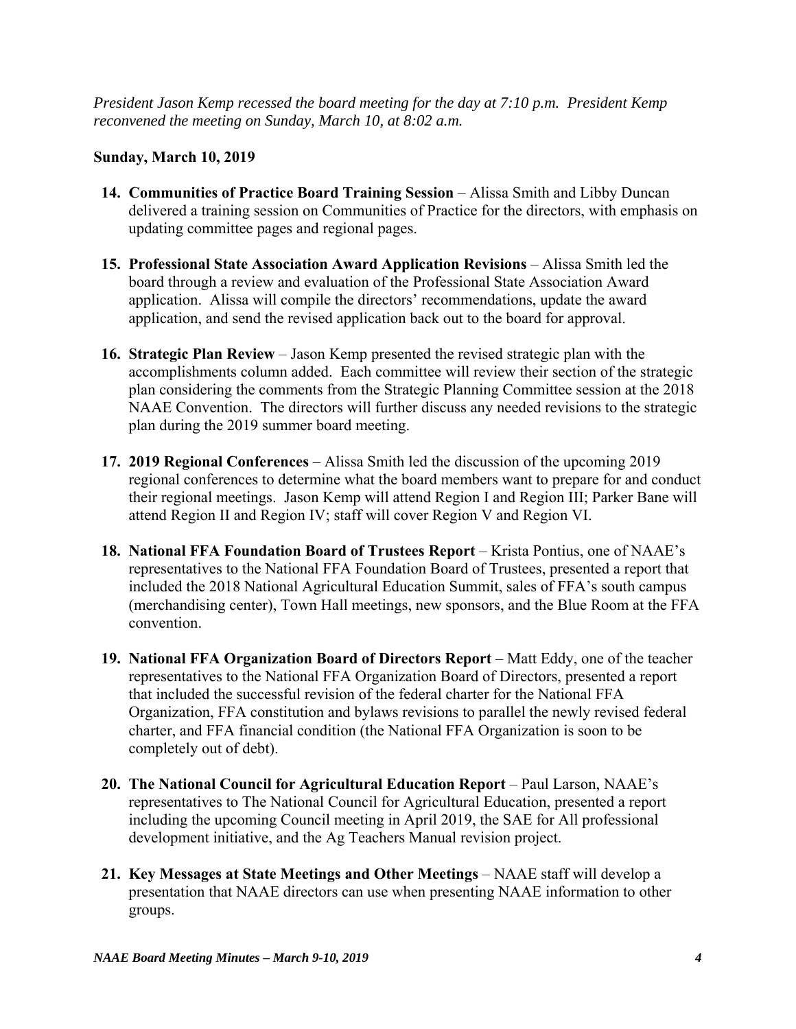*President Jason Kemp recessed the board meeting for the day at 7:10 p.m. President Kemp reconvened the meeting on Sunday, March 10, at 8:02 a.m.*

**Sunday, March 10, 2019**

14. **Communities of Practice Board Training Session** – Alissa Smith and Libby Duncan delivered a training session on Communities of Practice for the directors, with emphasis on updating committee pages and regional pages.

15. **Professional State Association Award Application Revisions** – Alissa Smith led the board through a review and evaluation of the Professional State Association Award application. Alissa will compile the directors' recommendations, update the award application, and send the revised application back out to the board for approval.

16. **Strategic Plan Review** – Jason Kemp presented the revised strategic plan with the accomplishments column added. Each committee will review their section of the strategic plan considering the comments from the Strategic Planning Committee session at the 2018 NAAE Convention. The directors will further discuss any needed revisions to the strategic plan during the 2019 summer board meeting.

17. **2019 Regional Conferences** – Alissa Smith led the discussion of the upcoming 2019 regional conferences to determine what the board members want to prepare for and conduct their regional meetings. Jason Kemp will attend Region I and Region III; Parker Bane will attend Region II and Region IV; staff will cover Region V and Region VI.

18. **National FFA Foundation Board of Trustees Report** – Krista Pontius, one of NAAE's representatives to the National FFA Foundation Board of Trustees, presented a report that included the 2018 National Agricultural Education Summit, sales of FFA's south campus (merchandising center), Town Hall meetings, new sponsors, and the Blue Room at the FFA convention.

19. **National FFA Organization Board of Directors Report** – Matt Eddy, one of the teacher representatives to the National FFA Organization Board of Directors, presented a report that included the successful revision of the federal charter for the National FFA Organization, FFA constitution and bylaws revisions to parallel the newly revised federal charter, and FFA financial condition (the National FFA Organization is soon to be completely out of debt).

20. **The National Council for Agricultural Education Report** – Paul Larson, NAAE's representatives to The National Council for Agricultural Education, presented a report including the upcoming Council meeting in April 2019, the SAE for All professional development initiative, and the Ag Teachers Manual revision project.

21. **Key Messages at State Meetings and Other Meetings** – NAAE staff will develop a presentation that NAAE directors can use when presenting NAAE information to other groups.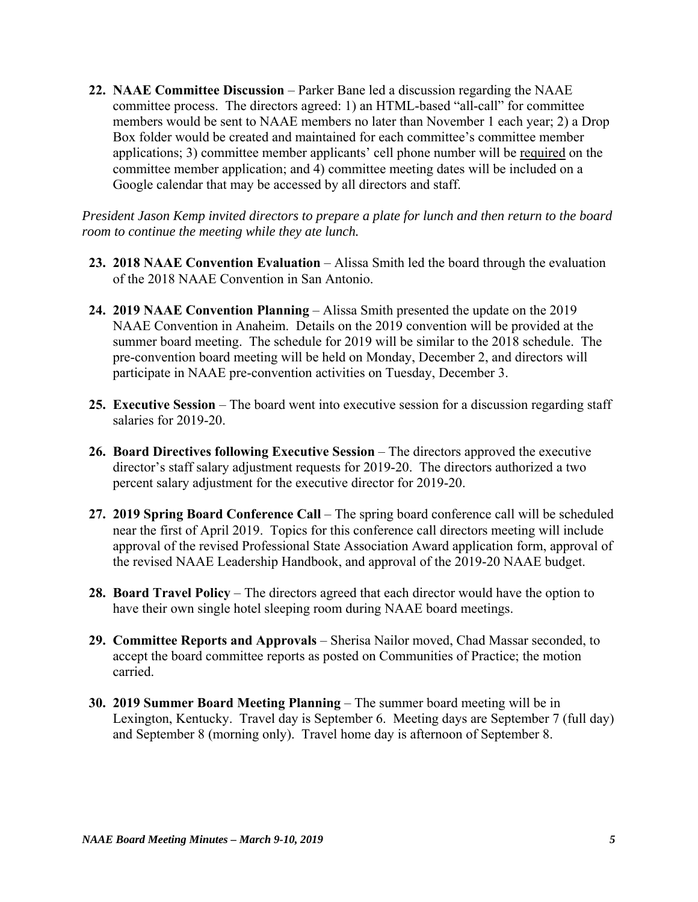22. **NAAE Committee Discussion** – Parker Bane led a discussion regarding the NAAE committee process. The directors agreed: 1) an HTML-based "all-call" for committee members would be sent to NAAE members no later than November 1 each year; 2) a Drop Box folder would be created and maintained for each committee's committee member applications; 3) committee member applicants' cell phone number will be required on the committee member application; and 4) committee meeting dates will be included on a Google calendar that may be accessed by all directors and staff.

*President Jason Kemp invited directors to prepare a plate for lunch and then return to the board room to continue the meeting while they ate lunch.*

23. **2018 NAAE Convention Evaluation** – Alissa Smith led the board through the evaluation of the 2018 NAAE Convention in San Antonio.

24. **2019 NAAE Convention Planning** – Alissa Smith presented the update on the 2019 NAAE Convention in Anaheim. Details on the 2019 convention will be provided at the summer board meeting. The schedule for 2019 will be similar to the 2018 schedule. The pre-convention board meeting will be held on Monday, December 2, and directors will participate in NAAE pre-convention activities on Tuesday, December 3.

25. **Executive Session** – The board went into executive session for a discussion regarding staff salaries for 2019-20.

26. **Board Directives following Executive Session** – The directors approved the executive director's staff salary adjustment requests for 2019-20. The directors authorized a two percent salary adjustment for the executive director for 2019-20.

27. **2019 Spring Board Conference Call** – The spring board conference call will be scheduled near the first of April 2019. Topics for this conference call directors meeting will include approval of the revised Professional State Association Award application form, approval of the revised NAAE Leadership Handbook, and approval of the 2019-20 NAAE budget.

28. **Board Travel Policy** – The directors agreed that each director would have the option to have their own single hotel sleeping room during NAAE board meetings.

29. **Committee Reports and Approvals** – Sherisa Nailor moved, Chad Massar seconded, to accept the board committee reports as posted on Communities of Practice; the motion carried.

30. **2019 Summer Board Meeting Planning** – The summer board meeting will be in Lexington, Kentucky. Travel day is September 6. Meeting days are September 7 (full day) and September 8 (morning only). Travel home day is afternoon of September 8.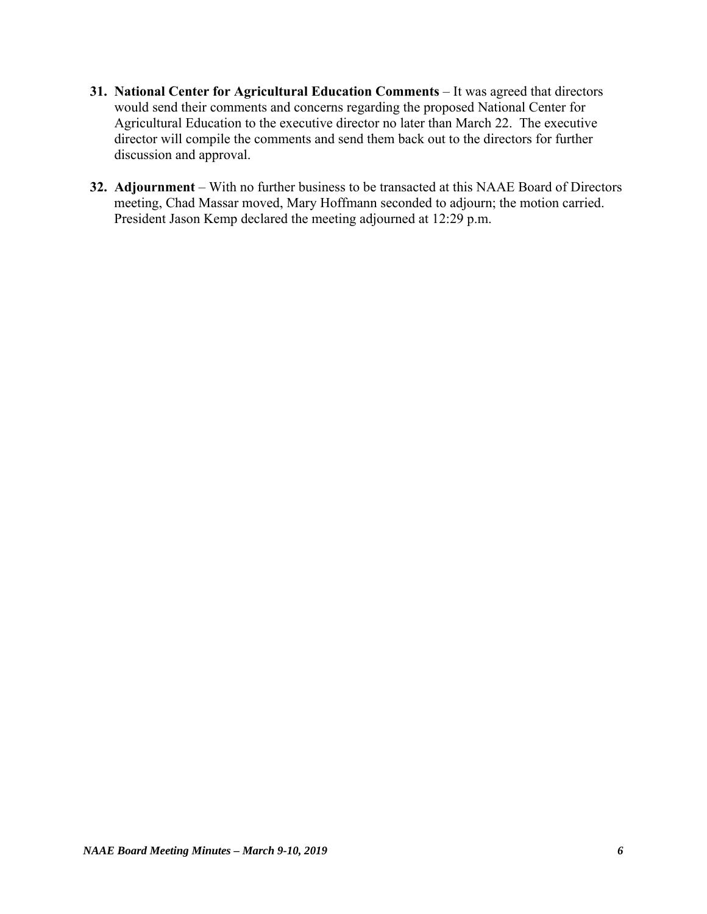31. **National Center for Agricultural Education Comments** – It was agreed that directors would send their comments and concerns regarding the proposed National Center for Agricultural Education to the executive director no later than March 22. The executive director will compile the comments and send them back out to the directors for further discussion and approval.

32. **Adjournment** – With no further business to be transacted at this NAAE Board of Directors meeting, Chad Massar moved, Mary Hoffmann seconded to adjourn; the motion carried. President Jason Kemp declared the meeting adjourned at 12:29 p.m.